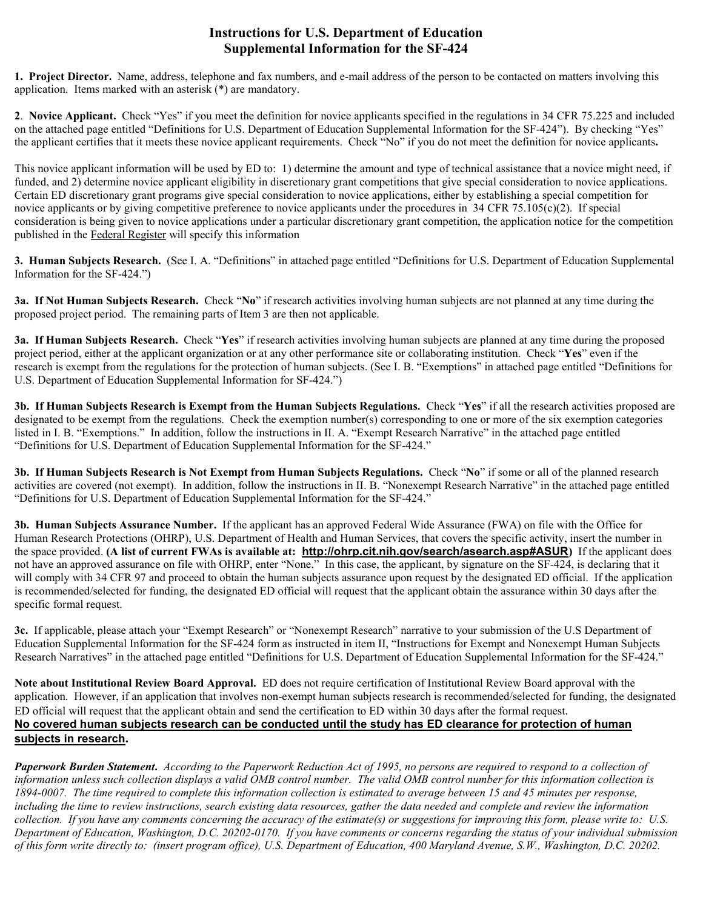# Instructions for U.S. Department of Education Supplemental Information for the SF-424

**1. Project Director.** Name, address, telephone and fax numbers, and e-mail address of the person to be contacted on matters involving this application. Items marked with an asterisk (*) are mandatory.

**2**. **Novice Applicant.** Check "Yes" if you meet the definition for novice applicants specified in the regulations in 34 CFR 75.225 and included on the attached page entitled "Definitions for U.S. Department of Education Supplemental Information for the SF-424"). By checking "Yes" the applicant certifies that it meets these novice applicant requirements. Check "No" if you do not meet the definition for novice applicants**.**

This novice applicant information will be used by ED to: 1) determine the amount and type of technical assistance that a novice might need, if funded, and 2) determine novice applicant eligibility in discretionary grant competitions that give special consideration to novice applications. Certain ED discretionary grant programs give special consideration to novice applications, either by establishing a special competition for novice applicants or by giving competitive preference to novice applicants under the procedures in 34 CFR 75.105(c)(2). If special consideration is being given to novice applications under a particular discretionary grant competition, the application notice for the competition published in the Federal Register will specify this information

**3. Human Subjects Research.** (See I. A. "Definitions" in attached page entitled "Definitions for U.S. Department of Education Supplemental Information for the SF-424.")

**3a. If Not Human Subjects Research.** Check "**No**" if research activities involving human subjects are not planned at any time during the proposed project period. The remaining parts of Item 3 are then not applicable.

**3a. If Human Subjects Research.** Check "**Yes**" if research activities involving human subjects are planned at any time during the proposed project period, either at the applicant organization or at any other performance site or collaborating institution. Check "**Yes**" even if the research is exempt from the regulations for the protection of human subjects. (See I. B. "Exemptions" in attached page entitled "Definitions for U.S. Department of Education Supplemental Information for SF-424.")

**3b. If Human Subjects Research is Exempt from the Human Subjects Regulations.** Check "**Yes**" if all the research activities proposed are designated to be exempt from the regulations. Check the exemption number(s) corresponding to one or more of the six exemption categories listed in I. B. "Exemptions." In addition, follow the instructions in II. A. "Exempt Research Narrative" in the attached page entitled "Definitions for U.S. Department of Education Supplemental Information for the SF-424."

**3b. If Human Subjects Research is Not Exempt from Human Subjects Regulations.** Check "**No**" if some or all of the planned research activities are covered (not exempt). In addition, follow the instructions in II. B. "Nonexempt Research Narrative" in the attached page entitled "Definitions for U.S. Department of Education Supplemental Information for the SF-424."

**3b. Human Subjects Assurance Number.** If the applicant has an approved Federal Wide Assurance (FWA) on file with the Office for Human Research Protections (OHRP), U.S. Department of Health and Human Services, that covers the specific activity, insert the number in the space provided. **(A list of current FWAs is available at: http://ohrp.cit.nih.gov/search/asearch.asp#ASUR)** If the applicant does not have an approved assurance on file with OHRP, enter "None." In this case, the applicant, by signature on the SF-424, is declaring that it will comply with 34 CFR 97 and proceed to obtain the human subjects assurance upon request by the designated ED official. If the application is recommended/selected for funding, the designated ED official will request that the applicant obtain the assurance within 30 days after the specific formal request.

**3c.** If applicable, please attach your "Exempt Research" or "Nonexempt Research" narrative to your submission of the U.S Department of Education Supplemental Information for the SF-424 form as instructed in item II, "Instructions for Exempt and Nonexempt Human Subjects Research Narratives" in the attached page entitled "Definitions for U.S. Department of Education Supplemental Information for the SF-424."

**Note about Institutional Review Board Approval.** ED does not require certification of Institutional Review Board approval with the application. However, if an application that involves non-exempt human subjects research is recommended/selected for funding, the designated ED official will request that the applicant obtain and send the certification to ED within 30 days after the formal request.
**No covered human subjects research can be conducted until the study has ED clearance for protection of human subjects in research.**

***Paperwork Burden Statement.*** *According to the Paperwork Reduction Act of 1995, no persons are required to respond to a collection of information unless such collection displays a valid OMB control number. The valid OMB control number for this information collection is 1894-0007. The time required to complete this information collection is estimated to average between 15 and 45 minutes per response, including the time to review instructions, search existing data resources, gather the data needed and complete and review the information collection. If you have any comments concerning the accuracy of the estimate(s) or suggestions for improving this form, please write to: U.S. Department of Education, Washington, D.C. 20202-0170. If you have comments or concerns regarding the status of your individual submission of this form write directly to: (insert program office), U.S. Department of Education, 400 Maryland Avenue, S.W., Washington, D.C. 20202.*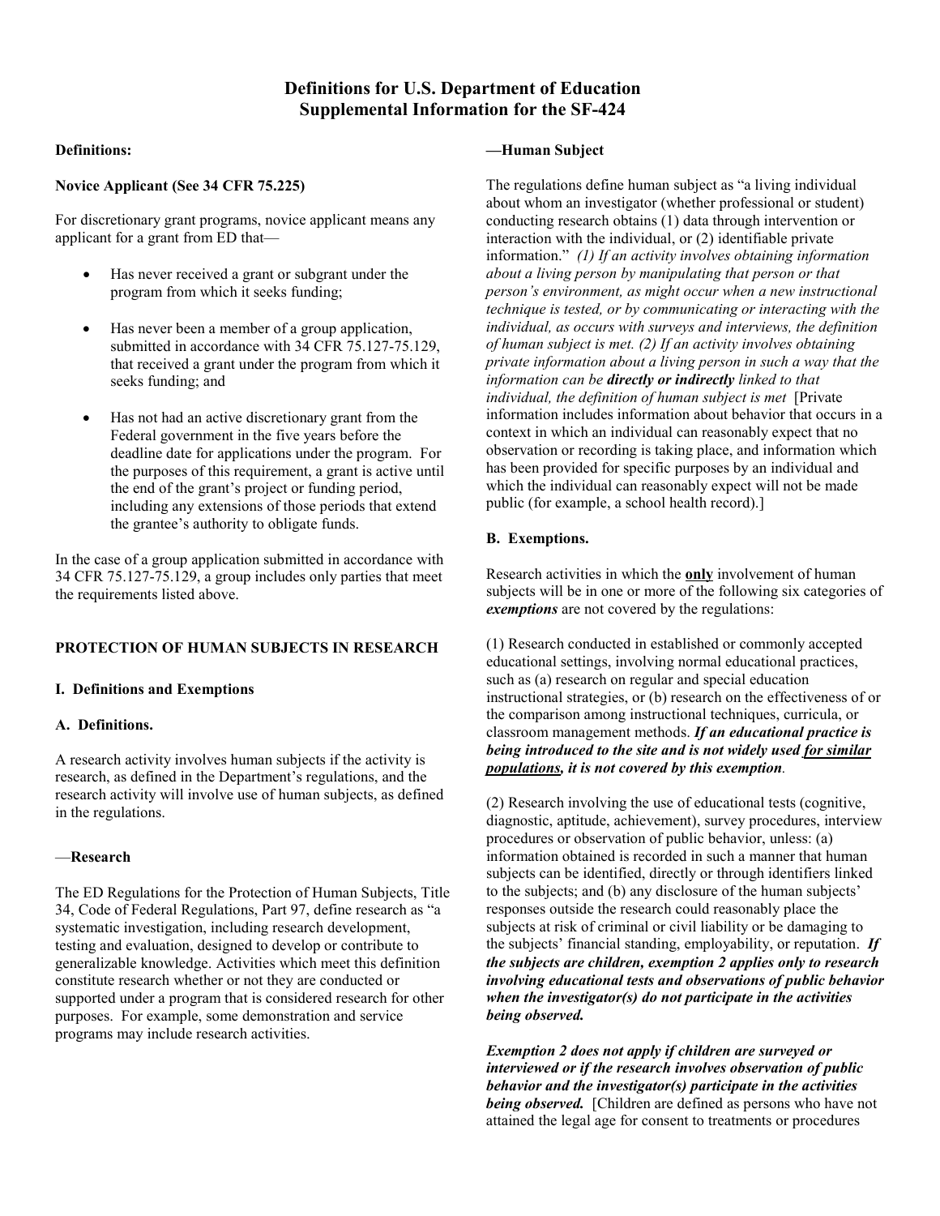# Definitions for U.S. Department of Education Supplemental Information for the SF-424

**Definitions:**

**Novice Applicant (See 34 CFR 75.225)**

For discretionary grant programs, novice applicant means any applicant for a grant from ED that—

- Has never received a grant or subgrant under the program from which it seeks funding;
- Has never been a member of a group application, submitted in accordance with 34 CFR 75.127-75.129, that received a grant under the program from which it seeks funding; and
- Has not had an active discretionary grant from the Federal government in the five years before the deadline date for applications under the program. For the purposes of this requirement, a grant is active until the end of the grant's project or funding period, including any extensions of those periods that extend the grantee's authority to obligate funds.

In the case of a group application submitted in accordance with 34 CFR 75.127-75.129, a group includes only parties that meet the requirements listed above.

## PROTECTION OF HUMAN SUBJECTS IN RESEARCH

### I. Definitions and Exemptions

**A. Definitions.**

A research activity involves human subjects if the activity is research, as defined in the Department's regulations, and the research activity will involve use of human subjects, as defined in the regulations.

—**Research**

The ED Regulations for the Protection of Human Subjects, Title 34, Code of Federal Regulations, Part 97, define research as "a systematic investigation, including research development, testing and evaluation, designed to develop or contribute to generalizable knowledge. Activities which meet this definition constitute research whether or not they are conducted or supported under a program that is considered research for other purposes. For example, some demonstration and service programs may include research activities.

**—Human Subject**

The regulations define human subject as "a living individual about whom an investigator (whether professional or student) conducting research obtains (1) data through intervention or interaction with the individual, or (2) identifiable private information." *(1) If an activity involves obtaining information about a living person by manipulating that person or that person's environment, as might occur when a new instructional technique is tested, or by communicating or interacting with the individual, as occurs with surveys and interviews, the definition of human subject is met. (2) If an activity involves obtaining private information about a living person in such a way that the information can be **directly or indirectly** linked to that individual, the definition of human subject is met* [Private information includes information about behavior that occurs in a context in which an individual can reasonably expect that no observation or recording is taking place, and information which has been provided for specific purposes by an individual and which the individual can reasonably expect will not be made public (for example, a school health record).]

**B. Exemptions.**

Research activities in which the **only** involvement of human subjects will be in one or more of the following six categories of ***exemptions*** are not covered by the regulations:

(1) Research conducted in established or commonly accepted educational settings, involving normal educational practices, such as (a) research on regular and special education instructional strategies, or (b) research on the effectiveness of or the comparison among instructional techniques, curricula, or classroom management methods. ***If an educational practice is being introduced to the site and is not widely used for similar populations, it is not covered by this exemption***.

(2) Research involving the use of educational tests (cognitive, diagnostic, aptitude, achievement), survey procedures, interview procedures or observation of public behavior, unless: (a) information obtained is recorded in such a manner that human subjects can be identified, directly or through identifiers linked to the subjects; and (b) any disclosure of the human subjects' responses outside the research could reasonably place the subjects at risk of criminal or civil liability or be damaging to the subjects' financial standing, employability, or reputation. ***If the subjects are children, exemption 2 applies only to research involving educational tests and observations of public behavior when the investigator(s) do not participate in the activities being observed.***

***Exemption 2 does not apply if children are surveyed or interviewed or if the research involves observation of public behavior and the investigator(s) participate in the activities being observed.*** [Children are defined as persons who have not attained the legal age for consent to treatments or procedures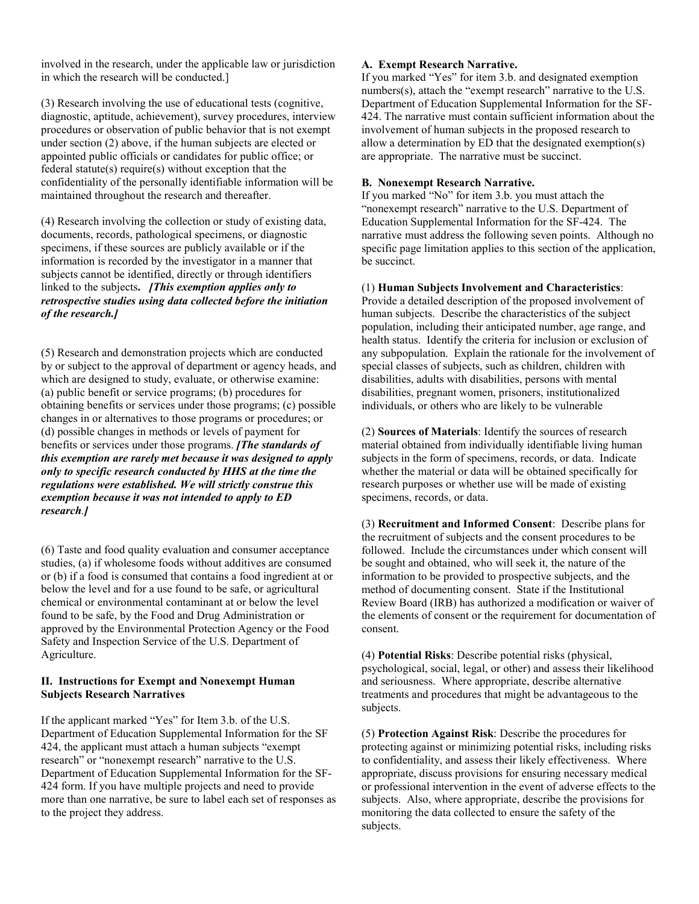involved in the research, under the applicable law or jurisdiction in which the research will be conducted.]

(3) Research involving the use of educational tests (cognitive, diagnostic, aptitude, achievement), survey procedures, interview procedures or observation of public behavior that is not exempt under section (2) above, if the human subjects are elected or appointed public officials or candidates for public office; or federal statute(s) require(s) without exception that the confidentiality of the personally identifiable information will be maintained throughout the research and thereafter.

(4) Research involving the collection or study of existing data, documents, records, pathological specimens, or diagnostic specimens, if these sources are publicly available or if the information is recorded by the investigator in a manner that subjects cannot be identified, directly or through identifiers linked to the subjects**.** ***[This exemption applies only to retrospective studies using data collected before the initiation of the research.]***

(5) Research and demonstration projects which are conducted by or subject to the approval of department or agency heads, and which are designed to study, evaluate, or otherwise examine: (a) public benefit or service programs; (b) procedures for obtaining benefits or services under those programs; (c) possible changes in or alternatives to those programs or procedures; or (d) possible changes in methods or levels of payment for benefits or services under those programs. ***[The standards of this exemption are rarely met because it was designed to apply only to specific research conducted by HHS at the time the regulations were established. We will strictly construe this exemption because it was not intended to apply to ED research.]***

(6) Taste and food quality evaluation and consumer acceptance studies, (a) if wholesome foods without additives are consumed or (b) if a food is consumed that contains a food ingredient at or below the level and for a use found to be safe, or agricultural chemical or environmental contaminant at or below the level found to be safe, by the Food and Drug Administration or approved by the Environmental Protection Agency or the Food Safety and Inspection Service of the U.S. Department of Agriculture.

## II. Instructions for Exempt and Nonexempt Human Subjects Research Narratives

If the applicant marked "Yes" for Item 3.b. of the U.S. Department of Education Supplemental Information for the SF 424, the applicant must attach a human subjects "exempt research" or "nonexempt research" narrative to the U.S. Department of Education Supplemental Information for the SF-424 form. If you have multiple projects and need to provide more than one narrative, be sure to label each set of responses as to the project they address.

### A. Exempt Research Narrative.

If you marked "Yes" for item 3.b. and designated exemption numbers(s), attach the "exempt research" narrative to the U.S. Department of Education Supplemental Information for the SF-424. The narrative must contain sufficient information about the involvement of human subjects in the proposed research to allow a determination by ED that the designated exemption(s) are appropriate. The narrative must be succinct.

### B. Nonexempt Research Narrative.

If you marked "No" for item 3.b. you must attach the "nonexempt research" narrative to the U.S. Department of Education Supplemental Information for the SF-424. The narrative must address the following seven points. Although no specific page limitation applies to this section of the application, be succinct.

(1) **Human Subjects Involvement and Characteristics**: Provide a detailed description of the proposed involvement of human subjects. Describe the characteristics of the subject population, including their anticipated number, age range, and health status. Identify the criteria for inclusion or exclusion of any subpopulation. Explain the rationale for the involvement of special classes of subjects, such as children, children with disabilities, adults with disabilities, persons with mental disabilities, pregnant women, prisoners, institutionalized individuals, or others who are likely to be vulnerable

(2) **Sources of Materials**: Identify the sources of research material obtained from individually identifiable living human subjects in the form of specimens, records, or data. Indicate whether the material or data will be obtained specifically for research purposes or whether use will be made of existing specimens, records, or data.

(3) **Recruitment and Informed Consent**: Describe plans for the recruitment of subjects and the consent procedures to be followed. Include the circumstances under which consent will be sought and obtained, who will seek it, the nature of the information to be provided to prospective subjects, and the method of documenting consent. State if the Institutional Review Board (IRB) has authorized a modification or waiver of the elements of consent or the requirement for documentation of consent.

(4) **Potential Risks**: Describe potential risks (physical, psychological, social, legal, or other) and assess their likelihood and seriousness. Where appropriate, describe alternative treatments and procedures that might be advantageous to the subjects.

(5) **Protection Against Risk**: Describe the procedures for protecting against or minimizing potential risks, including risks to confidentiality, and assess their likely effectiveness. Where appropriate, discuss provisions for ensuring necessary medical or professional intervention in the event of adverse effects to the subjects. Also, where appropriate, describe the provisions for monitoring the data collected to ensure the safety of the subjects.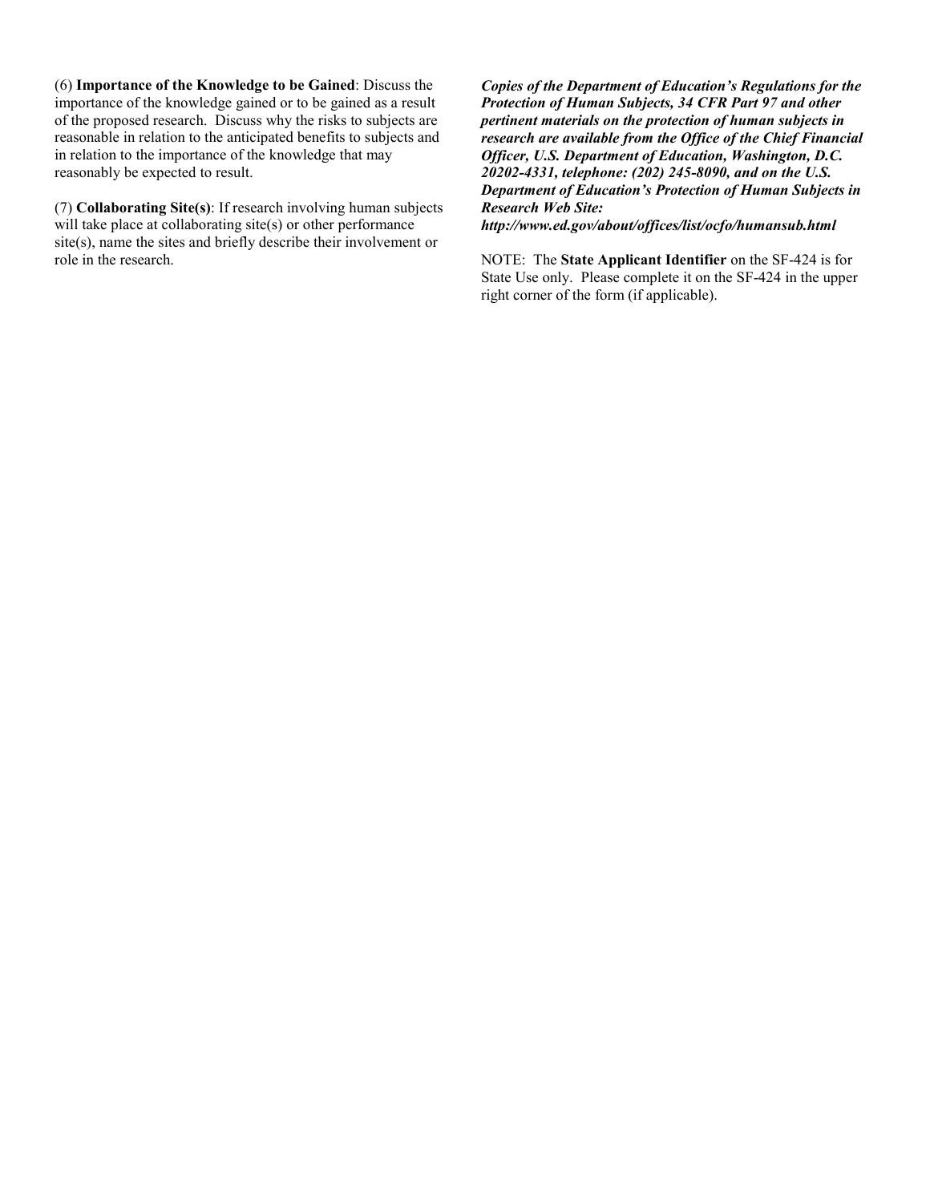(6) **Importance of the Knowledge to be Gained**: Discuss the importance of the knowledge gained or to be gained as a result of the proposed research. Discuss why the risks to subjects are reasonable in relation to the anticipated benefits to subjects and in relation to the importance of the knowledge that may reasonably be expected to result.

(7) **Collaborating Site(s)**: If research involving human subjects will take place at collaborating site(s) or other performance site(s), name the sites and briefly describe their involvement or role in the research.

***Copies of the Department of Education's Regulations for the Protection of Human Subjects, 34 CFR Part 97 and other pertinent materials on the protection of human subjects in research are available from the Office of the Chief Financial Officer, U.S. Department of Education, Washington, D.C. 20202-4331, telephone: (202) 245-8090, and on the U.S. Department of Education's Protection of Human Subjects in Research Web Site:***
***http://www.ed.gov/about/offices/list/ocfo/humansub.html***

NOTE: The **State Applicant Identifier** on the SF-424 is for State Use only. Please complete it on the SF-424 in the upper right corner of the form (if applicable).